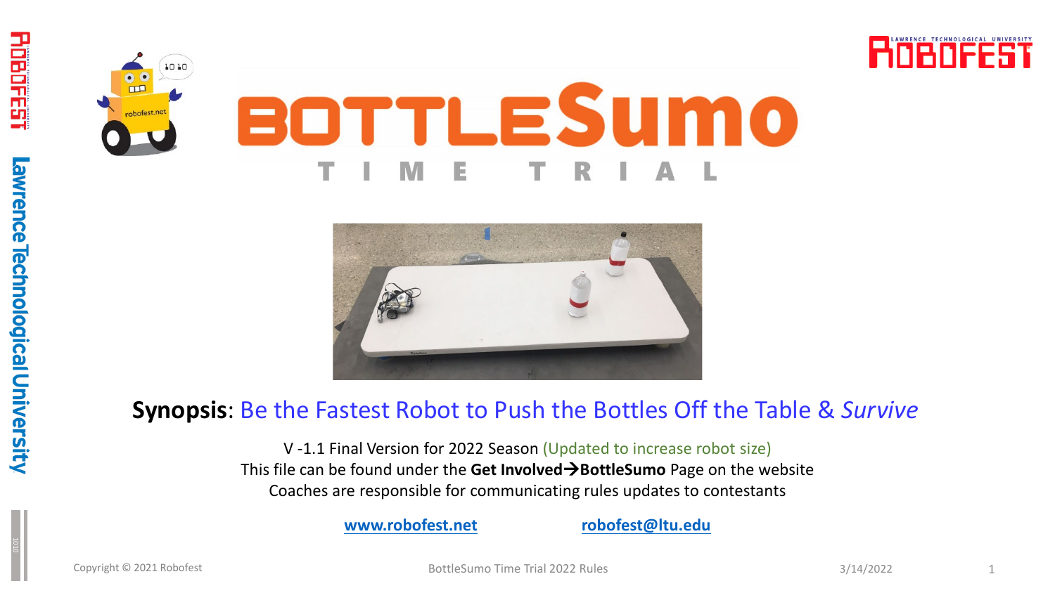# BOTTLESumo

## TIME TRIAL

**Synopsis**: Be the Fastest Robot to Push the Bottles Off the Table & *Survive*

V -1.1 Final Version for 2022 Season (Updated to increase robot size)

This file can be found under the **Get Involved→BottleSumo** Page on the website

Coaches are responsible for communicating rules updates to contestants

www.robofest.net robofest@ltu.edu

Copyright © 2021 Robofest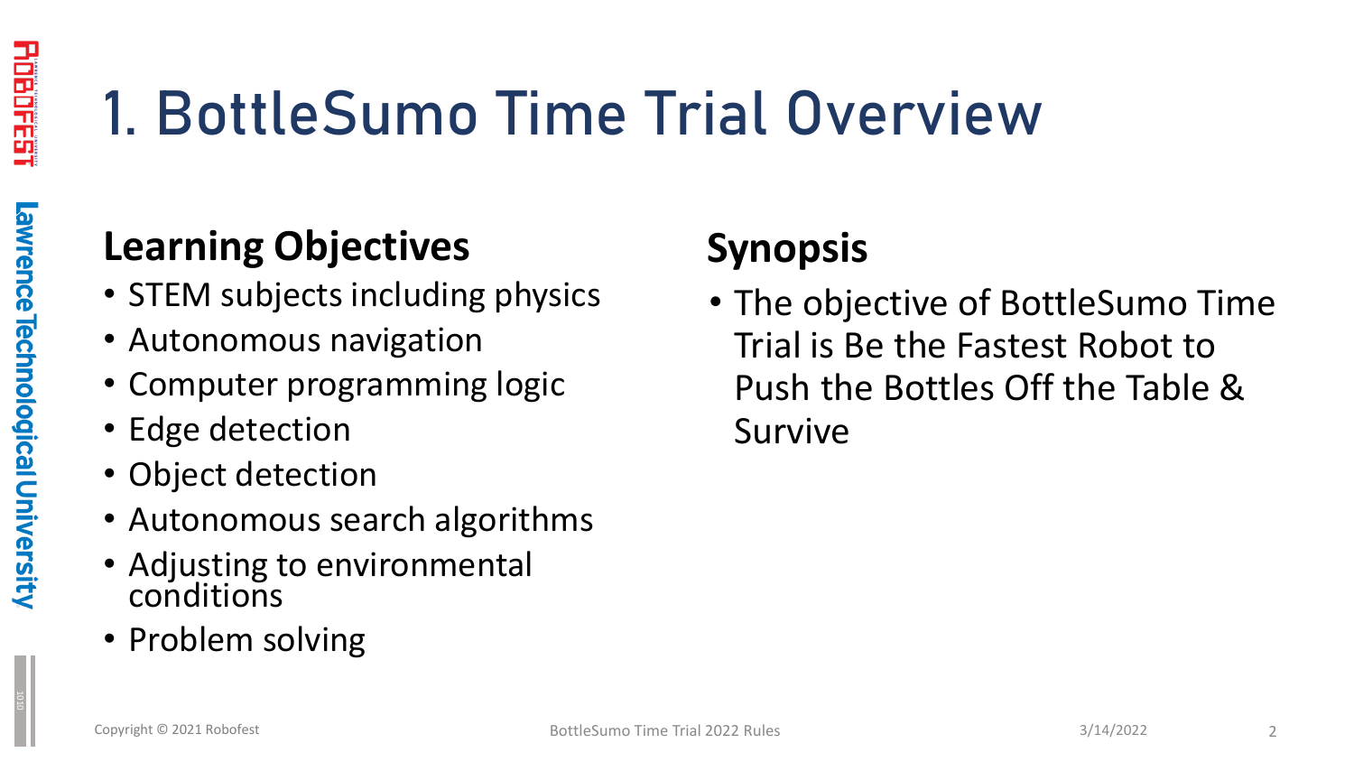# 1. BottleSumo Time Trial Overview

## Learning Objectives

- STEM subjects including physics
- Autonomous navigation
- Computer programming logic
- Edge detection
- Object detection
- Autonomous search algorithms
- Adjusting to environmental conditions
- Problem solving

## Synopsis

- The objective of BottleSumo Time Trial is Be the Fastest Robot to Push the Bottles Off the Table & Survive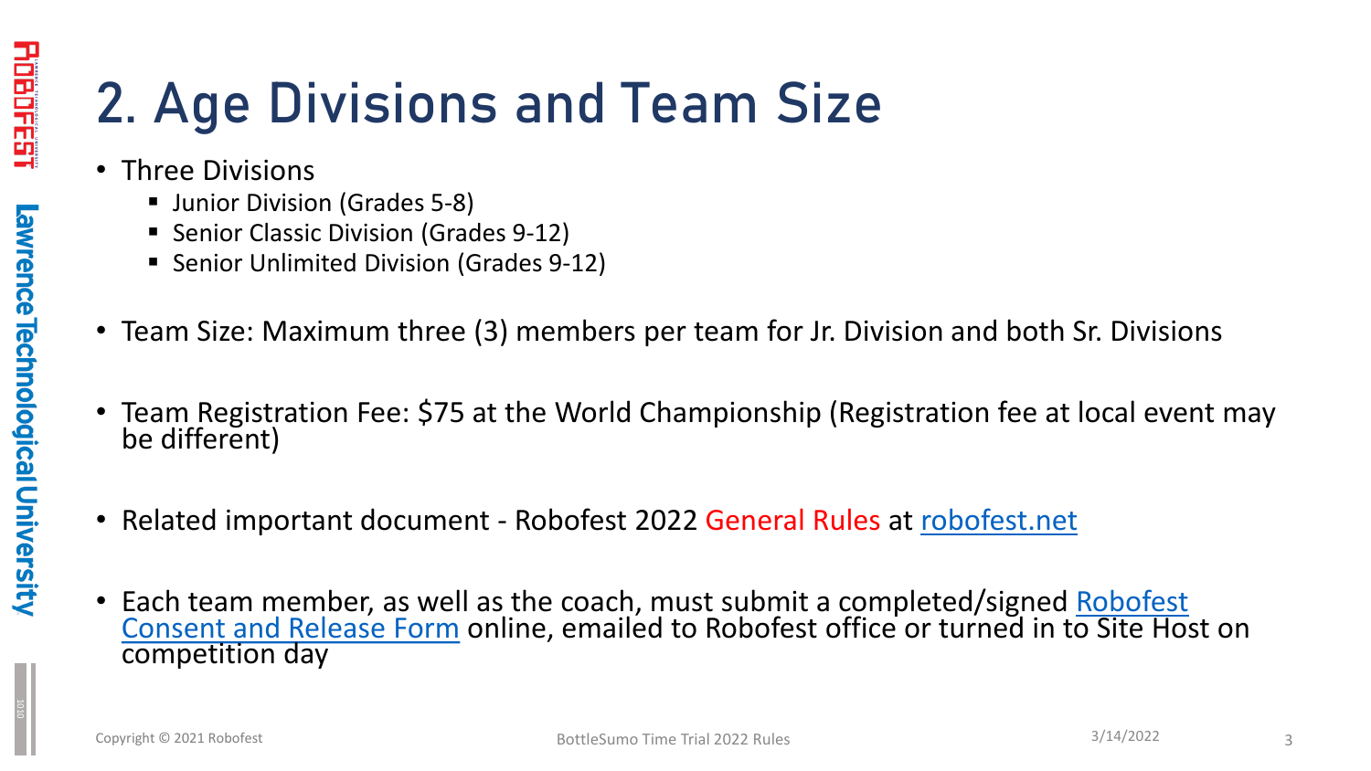# 2. Age Divisions and Team Size

- Three Divisions
  - Junior Division (Grades 5-8)
  - Senior Classic Division (Grades 9-12)
  - Senior Unlimited Division (Grades 9-12)
- Team Size: Maximum three (3) members per team for Jr. Division and both Sr. Divisions
- Team Registration Fee: $75 at the World Championship (Registration fee at local event may be different)
- Related important document - Robofest 2022 General Rules at robofest.net
- Each team member, as well as the coach, must submit a completed/signed Robofest Consent and Release Form online, emailed to Robofest office or turned in to Site Host on competition day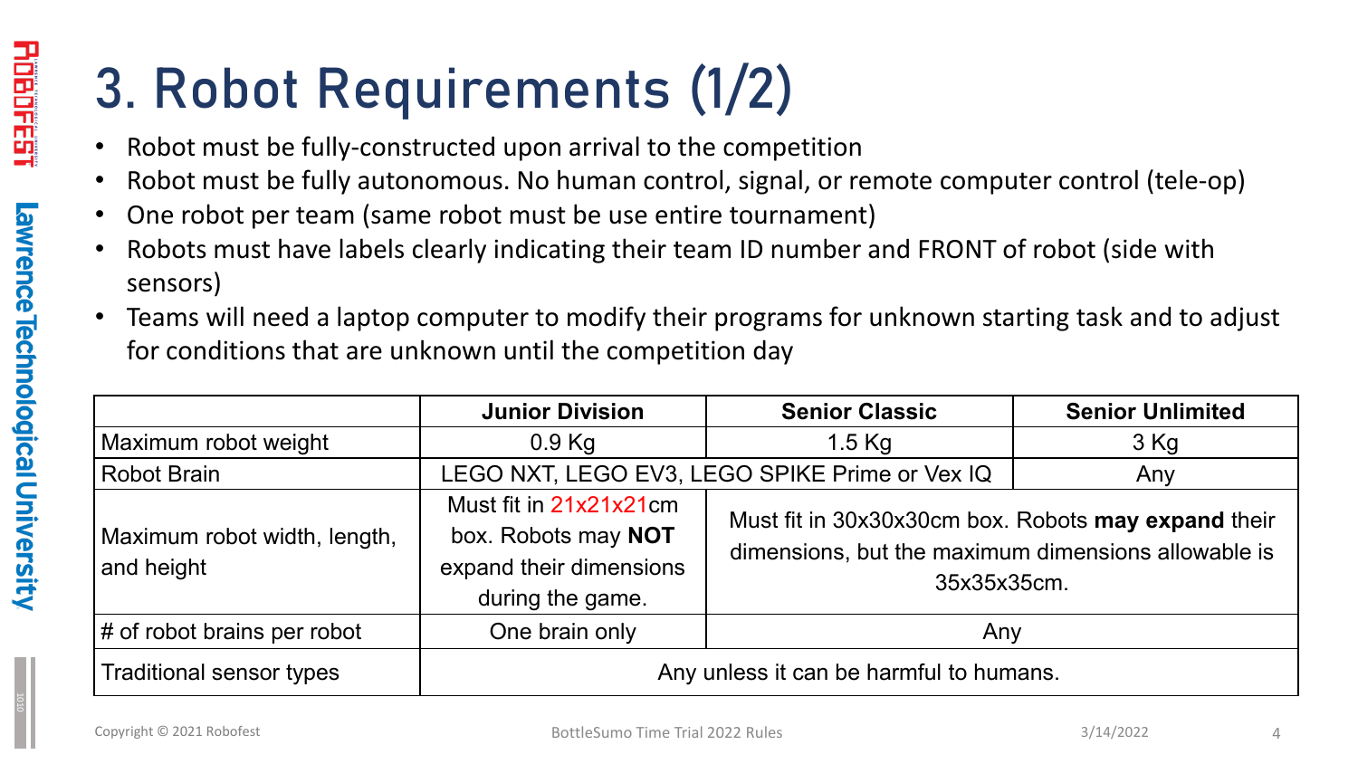# 3. Robot Requirements (1/2)

- Robot must be fully-constructed upon arrival to the competition
- Robot must be fully autonomous. No human control, signal, or remote computer control (tele-op)
- One robot per team (same robot must be use entire tournament)
- Robots must have labels clearly indicating their team ID number and FRONT of robot (side with sensors)
- Teams will need a laptop computer to modify their programs for unknown starting task and to adjust for conditions that are unknown until the competition day

| | Junior Division | Senior Classic | Senior Unlimited |
|---|---|---|---|
| Maximum robot weight | 0.9 Kg | 1.5 Kg | 3 Kg |
| Robot Brain | LEGO NXT, LEGO EV3, LEGO SPIKE Prime or Vex IQ | | Any |
| Maximum robot width, length, and height | Must fit in 21x21x21cm box. Robots may **NOT** expand their dimensions during the game. | Must fit in 30x30x30cm box. Robots **may expand** their dimensions, but the maximum dimensions allowable is 35x35x35cm. | |
| # of robot brains per robot | One brain only | Any | |
| Traditional sensor types | Any unless it can be harmful to humans. | | |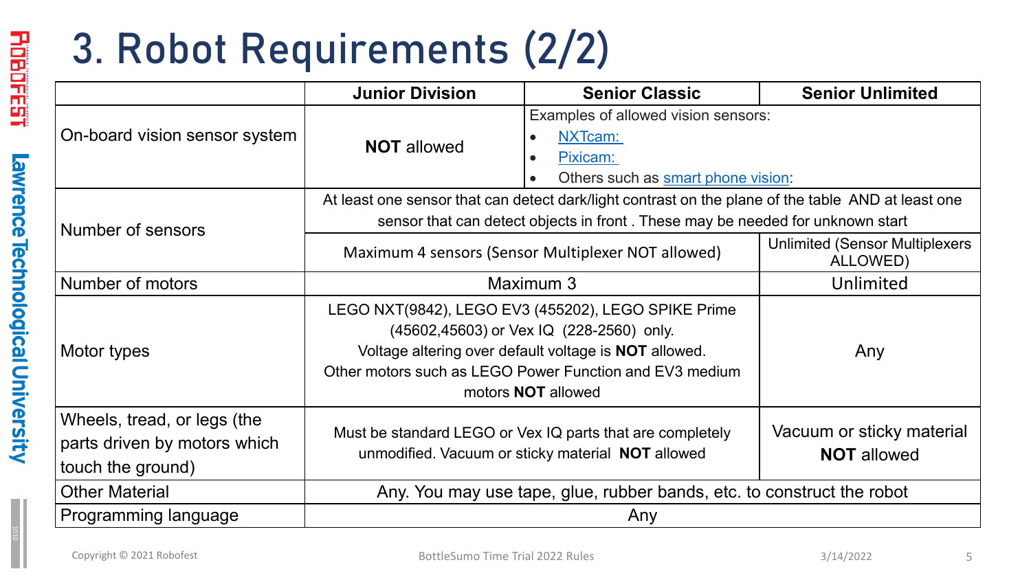# 3. Robot Requirements (2/2)

| | Junior Division | Senior Classic | Senior Unlimited |
|---|---|---|---|
| On-board vision sensor system | **NOT** allowed | Examples of allowed vision sensors:<br>• NXTcam:<br>• Pixicam:<br>• Others such as smart phone vision: | |
| Number of sensors | At least one sensor that can detect dark/light contrast on the plane of the table AND at least one sensor that can detect objects in front . These may be needed for unknown start | | |
| | Maximum 4 sensors (Sensor Multiplexer NOT allowed) | | Unlimited (Sensor Multiplexers ALLOWED) |
| Number of motors | Maximum 3 | | Unlimited |
| Motor types | LEGO NXT(9842), LEGO EV3 (455202), LEGO SPIKE Prime (45602,45603) or Vex IQ (228-2560) only.<br>Voltage altering over default voltage is **NOT** allowed.<br>Other motors such as LEGO Power Function and EV3 medium motors **NOT** allowed | | Any |
| Wheels, tread, or legs (the parts driven by motors which touch the ground) | Must be standard LEGO or Vex IQ parts that are completely unmodified. Vacuum or sticky material **NOT** allowed | | Vacuum or sticky material **NOT** allowed |
| Other Material | Any. You may use tape, glue, rubber bands, etc. to construct the robot | | |
| Programming language | Any | | |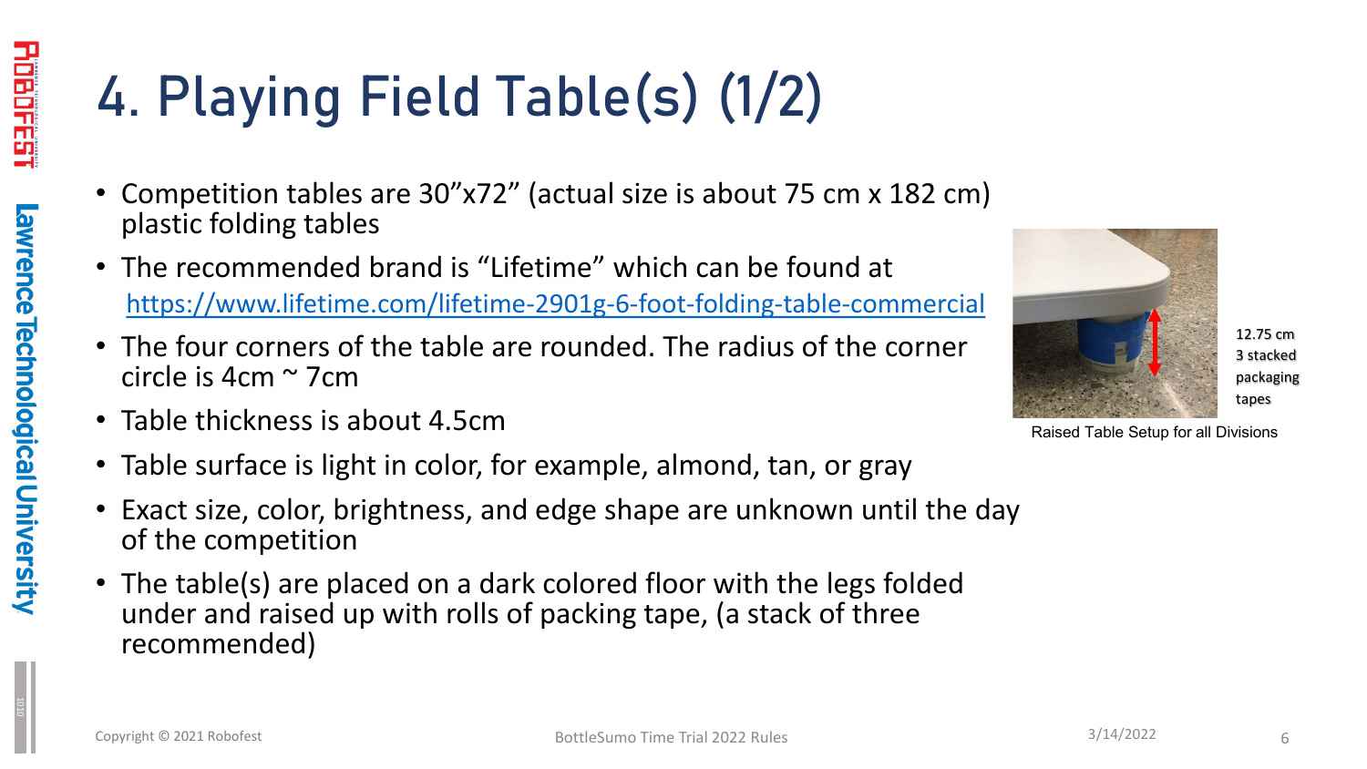# 4. Playing Field Table(s) (1/2)

- Competition tables are 30”x72” (actual size is about 75 cm x 182 cm) plastic folding tables
- The recommended brand is “Lifetime” which can be found at https://www.lifetime.com/lifetime-2901g-6-foot-folding-table-commercial
- The four corners of the table are rounded. The radius of the corner circle is 4cm ~ 7cm
- Table thickness is about 4.5cm
- Table surface is light in color, for example, almond, tan, or gray
- Exact size, color, brightness, and edge shape are unknown until the day of the competition
- The table(s) are placed on a dark colored floor with the legs folded under and raised up with rolls of packing tape, (a stack of three recommended)

12.75 cm
3 stacked packaging tapes

Raised Table Setup for all Divisions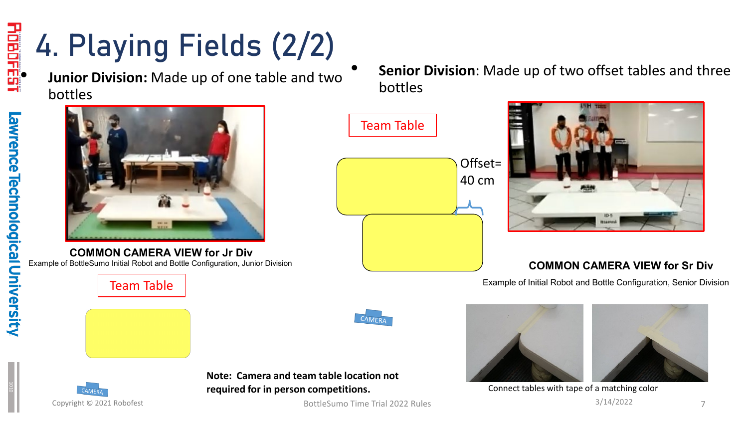# 4. Playing Fields (2/2)

- **Junior Division:** Made up of one table and two bottles

**COMMON CAMERA VIEW for Jr Div**

Example of BottleSumo Initial Robot and Bottle Configuration, Junior Division

Team Table

CAMERA

- **Senior Division**: Made up of two offset tables and three bottles

Team Table

Offset= 40 cm

CAMERA

**COMMON CAMERA VIEW for Sr Div**

Example of Initial Robot and Bottle Configuration, Senior Division

Connect tables with tape of a matching color

**Note: Camera and team table location not required for in person competitions.**

Copyright © 2021 Robofest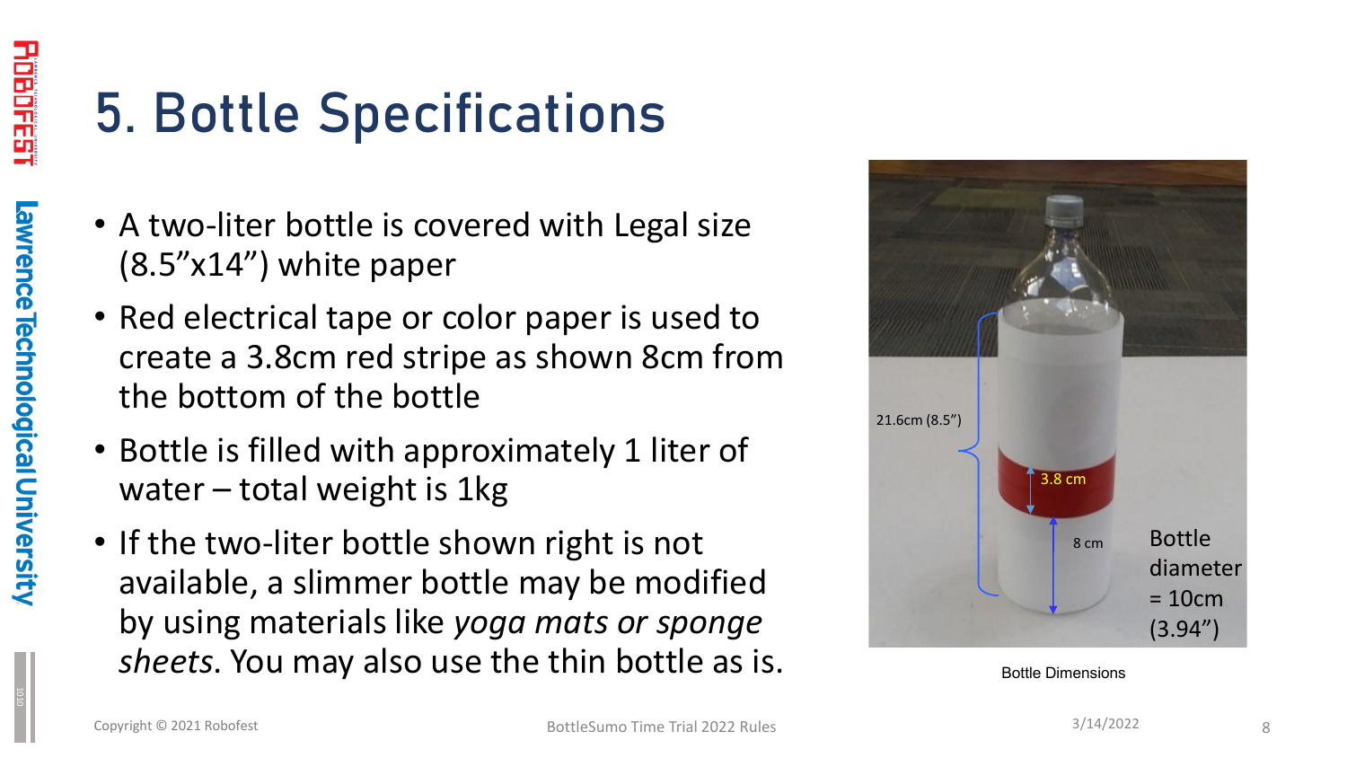# 5. Bottle Specifications

- A two-liter bottle is covered with Legal size (8.5"x14") white paper
- Red electrical tape or color paper is used to create a 3.8cm red stripe as shown 8cm from the bottom of the bottle
- Bottle is filled with approximately 1 liter of water – total weight is 1kg
- If the two-liter bottle shown right is not available, a slimmer bottle may be modified by using materials like *yoga mats or sponge sheets*. You may also use the thin bottle as is.

Bottle Dimensions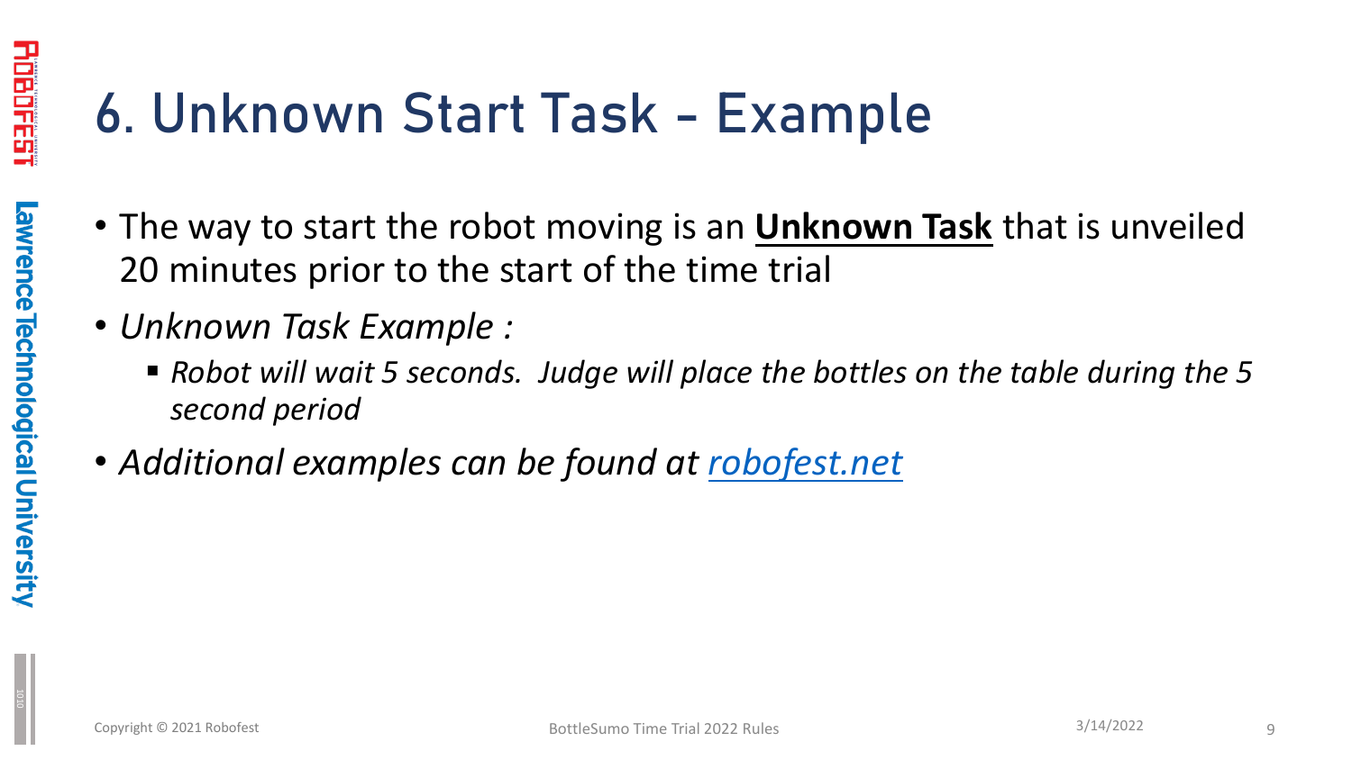# 6. Unknown Start Task - Example

- The way to start the robot moving is an **Unknown Task** that is unveiled 20 minutes prior to the start of the time trial
- *Unknown Task Example :*
  - *Robot will wait 5 seconds.  Judge will place the bottles on the table during the 5 second period*
- *Additional examples can be found at [robofest.net](robofest.net)*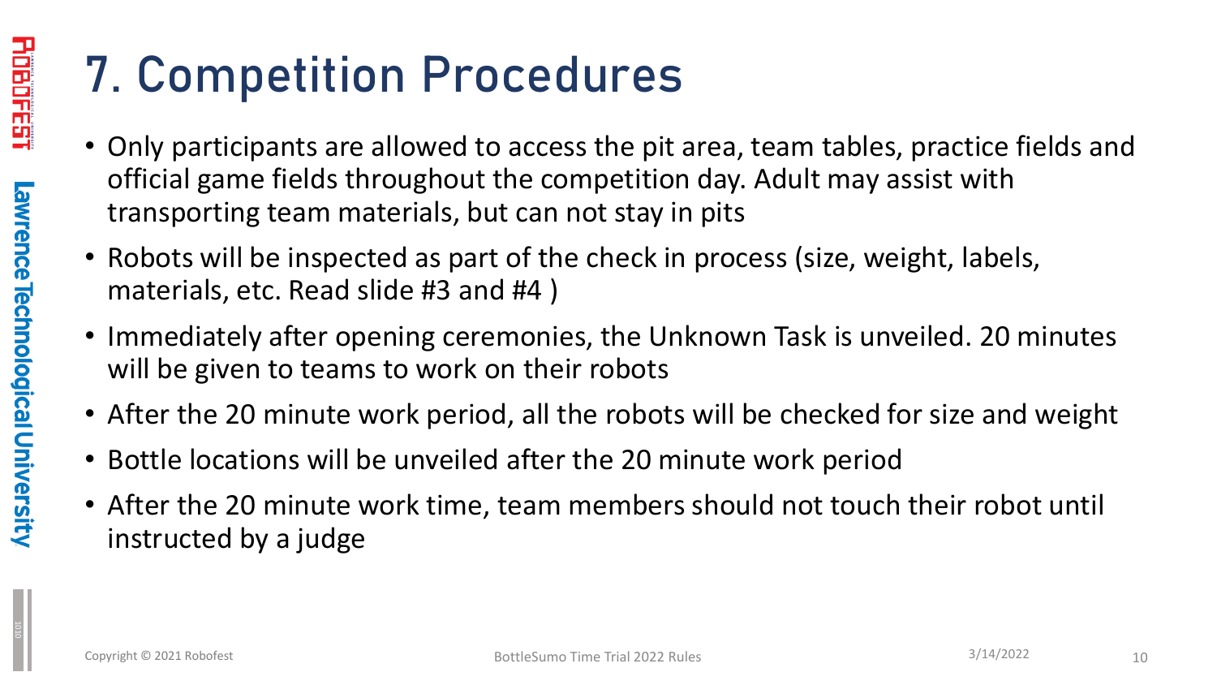# 7. Competition Procedures

- Only participants are allowed to access the pit area, team tables, practice fields and official game fields throughout the competition day. Adult may assist with transporting team materials, but can not stay in pits
- Robots will be inspected as part of the check in process (size, weight, labels, materials, etc. Read slide #3 and #4 )
- Immediately after opening ceremonies, the Unknown Task is unveiled. 20 minutes will be given to teams to work on their robots
- After the 20 minute work period, all the robots will be checked for size and weight
- Bottle locations will be unveiled after the 20 minute work period
- After the 20 minute work time, team members should not touch their robot until instructed by a judge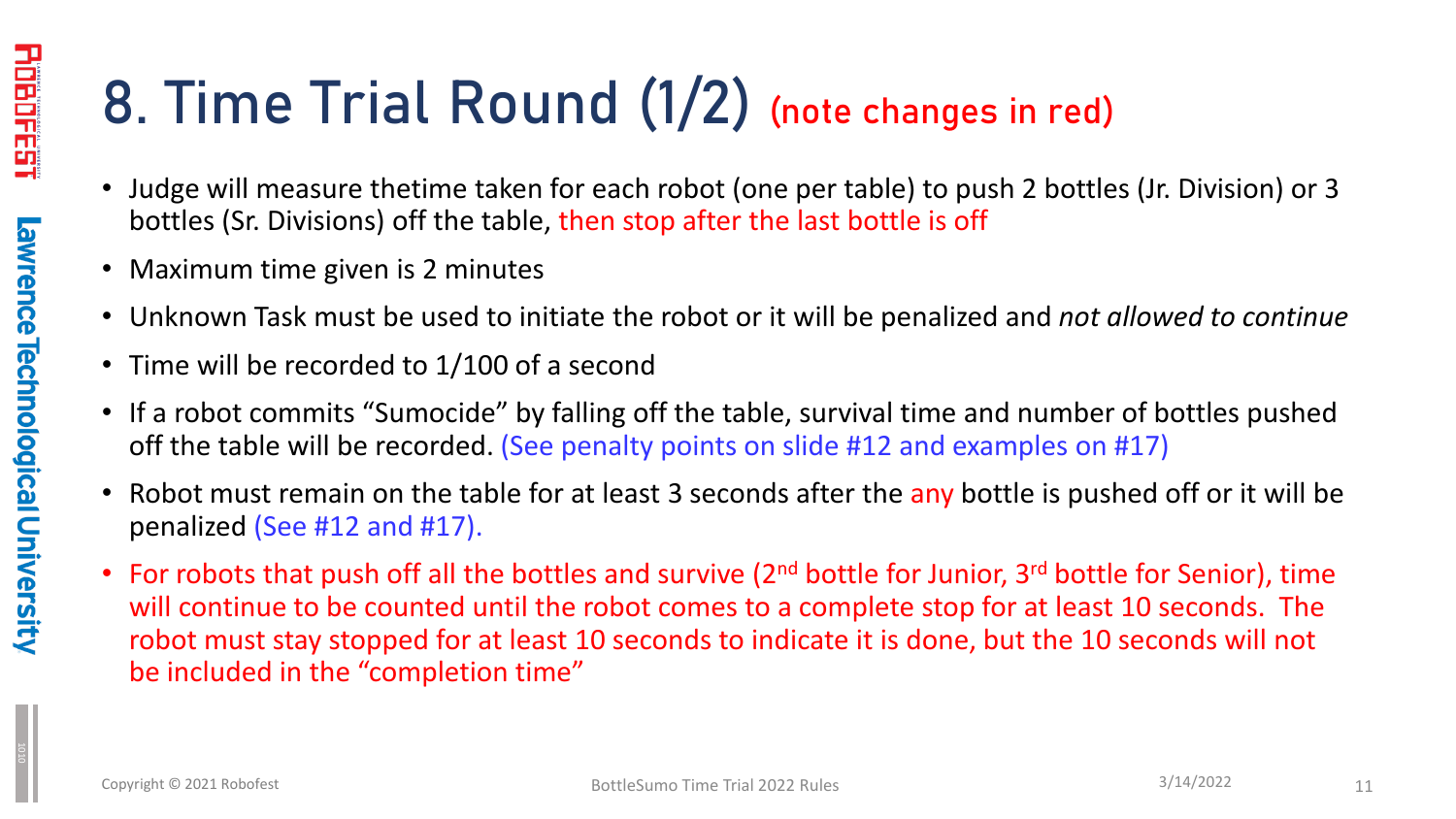# 8. Time Trial Round (1/2) (note changes in red)

- Judge will measure thetime taken for each robot (one per table) to push 2 bottles (Jr. Division) or 3 bottles (Sr. Divisions) off the table, then stop after the last bottle is off
- Maximum time given is 2 minutes
- Unknown Task must be used to initiate the robot or it will be penalized and *not allowed to continue*
- Time will be recorded to 1/100 of a second
- If a robot commits "Sumocide" by falling off the table, survival time and number of bottles pushed off the table will be recorded. (See penalty points on slide #12 and examples on #17)
- Robot must remain on the table for at least 3 seconds after the any bottle is pushed off or it will be penalized (See #12 and #17).
- For robots that push off all the bottles and survive (2nd bottle for Junior, 3rd bottle for Senior), time will continue to be counted until the robot comes to a complete stop for at least 10 seconds. The robot must stay stopped for at least 10 seconds to indicate it is done, but the 10 seconds will not be included in the "completion time"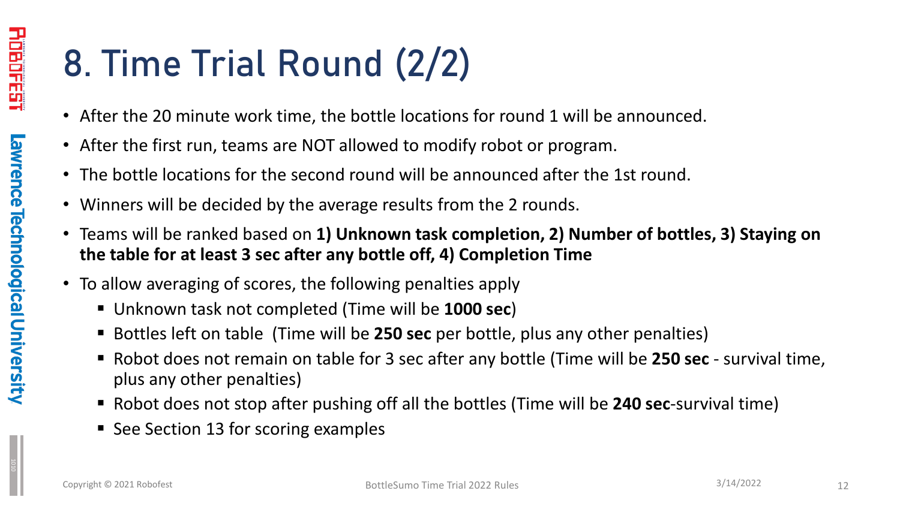# 8. Time Trial Round (2/2)

- After the 20 minute work time, the bottle locations for round 1 will be announced.
- After the first run, teams are NOT allowed to modify robot or program.
- The bottle locations for the second round will be announced after the 1st round.
- Winners will be decided by the average results from the 2 rounds.
- Teams will be ranked based on **1) Unknown task completion, 2) Number of bottles, 3) Staying on the table for at least 3 sec after any bottle off, 4) Completion Time**
- To allow averaging of scores, the following penalties apply
  - Unknown task not completed (Time will be **1000 sec**)
  - Bottles left on table (Time will be **250 sec** per bottle, plus any other penalties)
  - Robot does not remain on table for 3 sec after any bottle (Time will be **250 sec** - survival time, plus any other penalties)
  - Robot does not stop after pushing off all the bottles (Time will be **240 sec**-survival time)
  - See Section 13 for scoring examples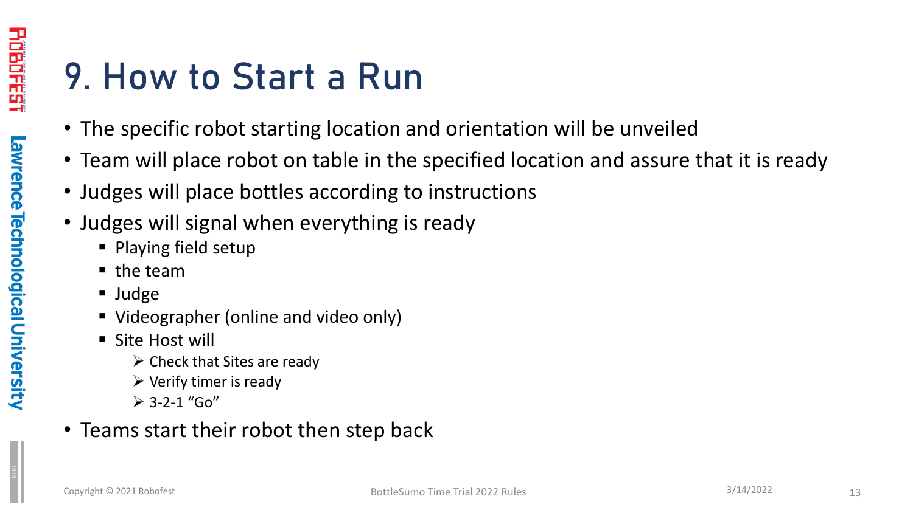# 9. How to Start a Run

- The specific robot starting location and orientation will be unveiled
- Team will place robot on table in the specified location and assure that it is ready
- Judges will place bottles according to instructions
- Judges will signal when everything is ready
  - Playing field setup
  - the team
  - Judge
  - Videographer (online and video only)
  - Site Host will
    - Check that Sites are ready
    - Verify timer is ready
    - 3-2-1 "Go"
- Teams start their robot then step back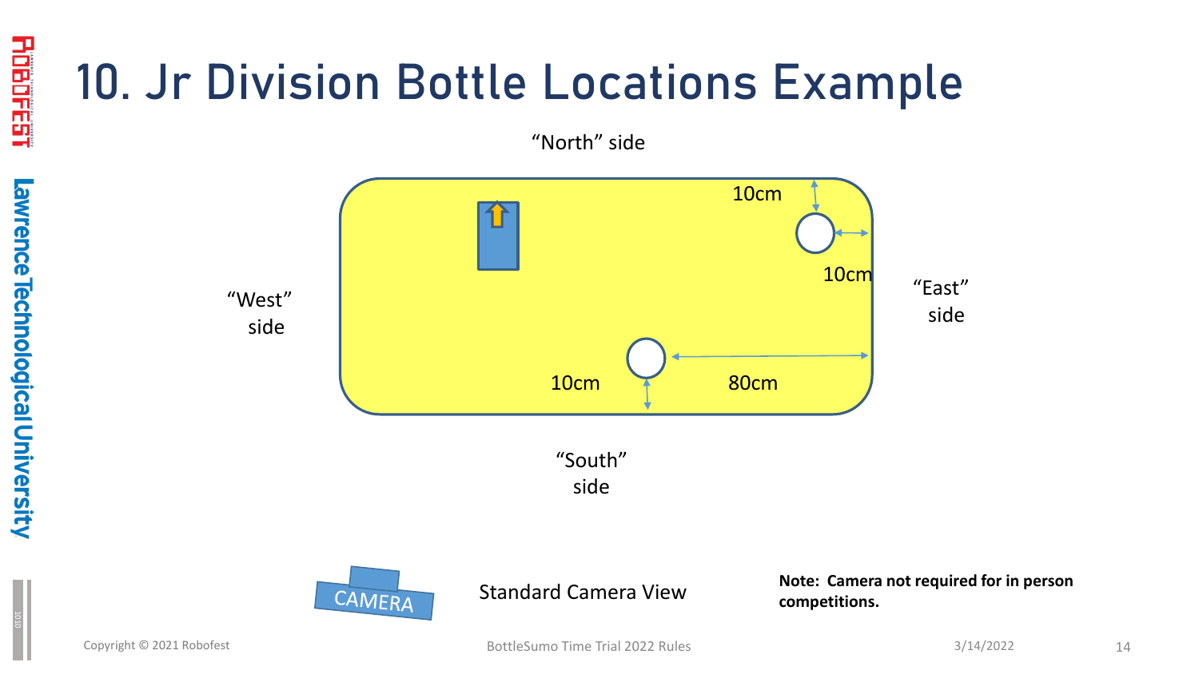# 10. Jr Division Bottle Locations Example

"North" side

"West" side

"East" side

"South" side

10cm

10cm

10cm

80cm

CAMERA

Standard Camera View

**Note: Camera not required for in person competitions.**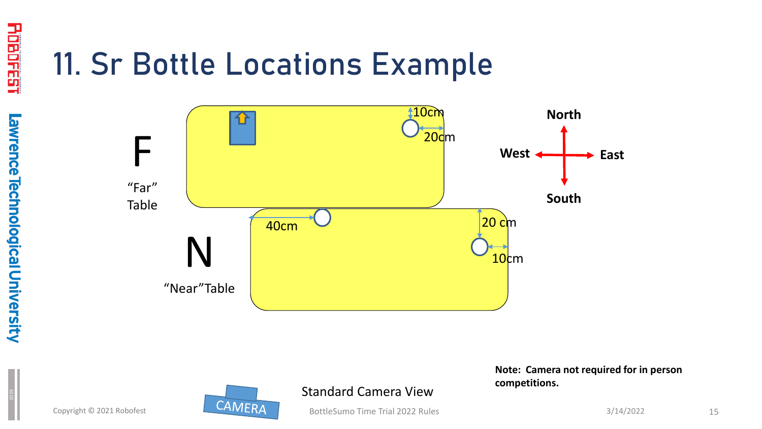# 11. Sr Bottle Locations Example

F

"Far" Table

10cm

20cm

North

West

East

South

40cm

20 cm

N

"Near"Table

10cm

**Note: Camera not required for in person competitions.**

CAMERA

Standard Camera View

Copyright © 2021 Robofest

BottleSumo Time Trial 2022 Rules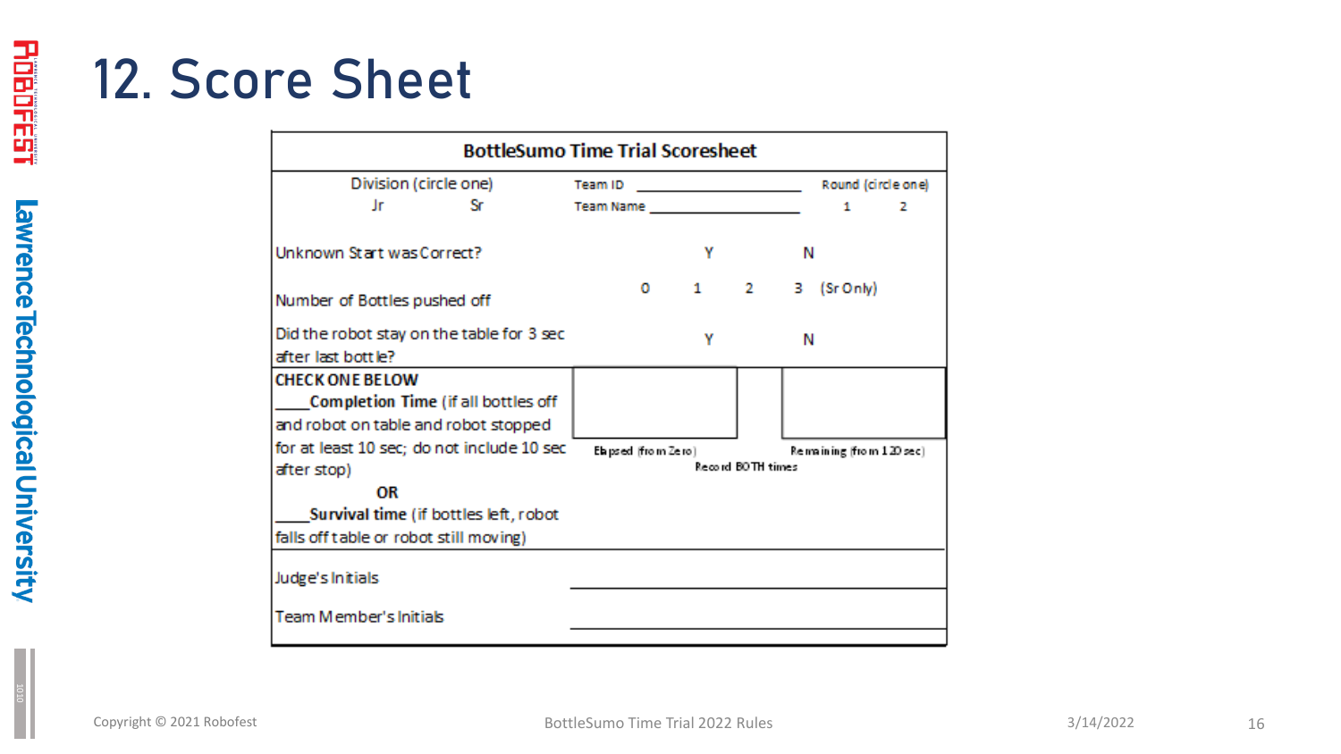# 12. Score Sheet

| BottleSumo Time Trial Scoresheet | | | |
|---|---|---|---|
| Division (circle one)<br>Jr Sr | Team ID ______________<br>Team Name ______________ | | Round (circle one)<br>1 2 |
| Unknown Start was Correct? | Y | | N |
| Number of Bottles pushed off | 0 1 2 3 (Sr Only) | | |
| Did the robot stay on the table for 3 sec after last bottle? | Y | | N |
| **CHECK ONE BELOW**<br>____**Completion Time** (if all bottles off and robot on table and robot stopped for at least 10 sec; do not include 10 sec after stop)<br>**OR**<br>____**Survival time** (if bottles left, robot falls off table or robot still moving) | Elapsed (from Zero) | Record BOTH times | Remaining (from 120 sec) |
| Judge's Initials | ______________ | | |
| Team Member's Initials | ______________ | | |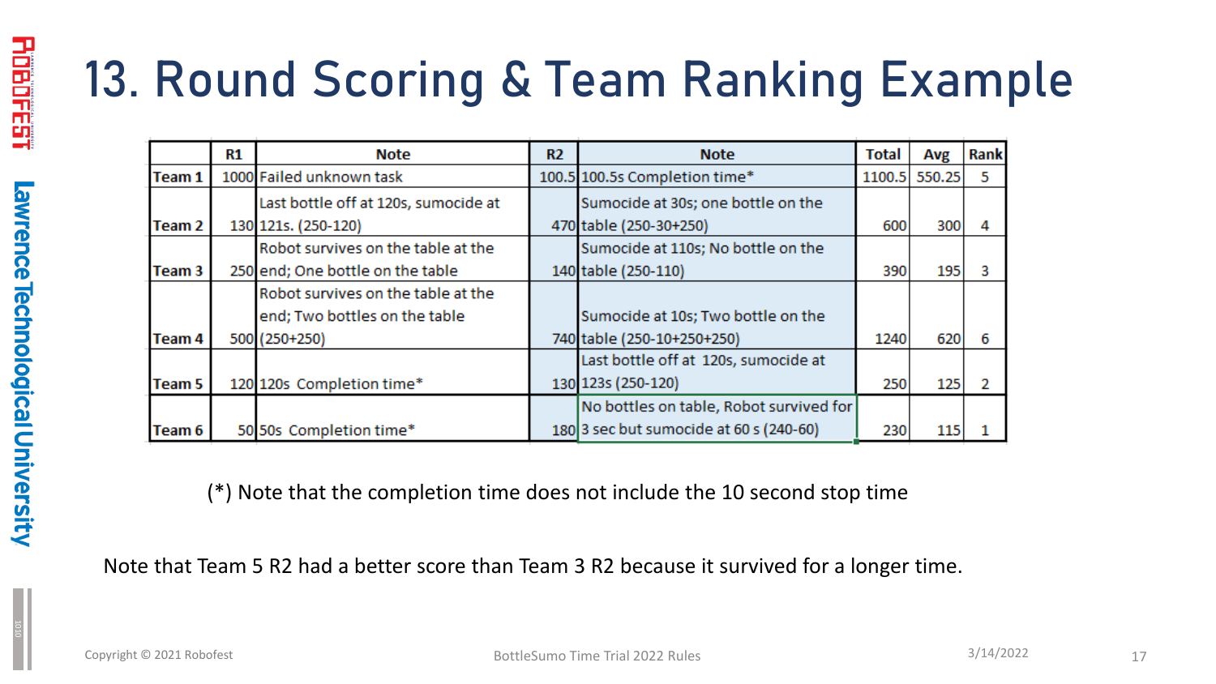# 13. Round Scoring & Team Ranking Example

| | R1 | Note | R2 | Note | Total | Avg | Rank |
|---|---|---|---|---|---|---|---|
| Team 1 | 1000 | Failed unknown task | 100.5 | 100.5s Completion time* | 1100.5 | 550.25 | 5 |
| Team 2 | 130 | Last bottle off at 120s, sumocide at 121s. (250-120) | 470 | Sumocide at 30s; one bottle on the table (250-30+250) | 600 | 300 | 4 |
| Team 3 | 250 | Robot survives on the table at the end; One bottle on the table | 140 | Sumocide at 110s; No bottle on the table (250-110) | 390 | 195 | 3 |
| Team 4 | 500 | Robot survives on the table at the end; Two bottles on the table (250+250) | 740 | Sumocide at 10s; Two bottle on the table (250-10+250+250) | 1240 | 620 | 6 |
| Team 5 | 120 | 120s Completion time* | 130 | Last bottle off at 120s, sumocide at 123s (250-120) | 250 | 125 | 2 |
| Team 6 | 50 | 50s Completion time* | 180 | No bottles on table, Robot survived for 3 sec but sumocide at 60 s (240-60) | 230 | 115 | 1 |

(*) Note that the completion time does not include the 10 second stop time

Note that Team 5 R2 had a better score than Team 3 R2 because it survived for a longer time.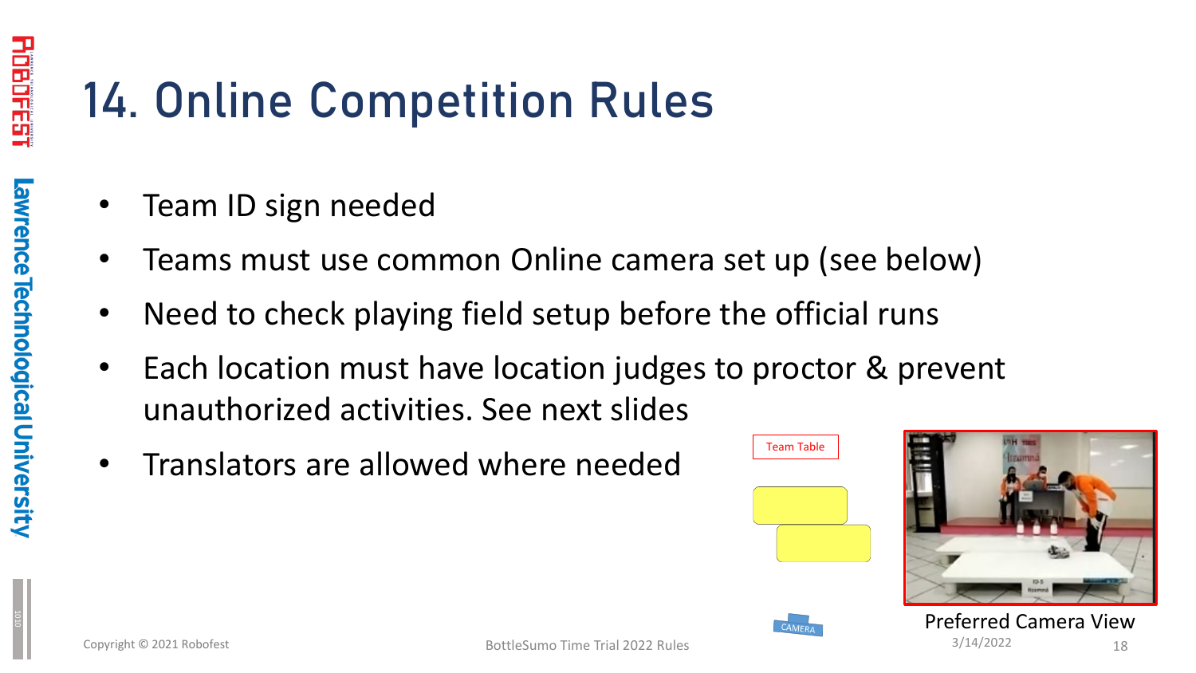# 14. Online Competition Rules

- Team ID sign needed
- Teams must use common Online camera set up (see below)
- Need to check playing field setup before the official runs
- Each location must have location judges to proctor & prevent unauthorized activities. See next slides
- Translators are allowed where needed

Team Table

CAMERA

Preferred Camera View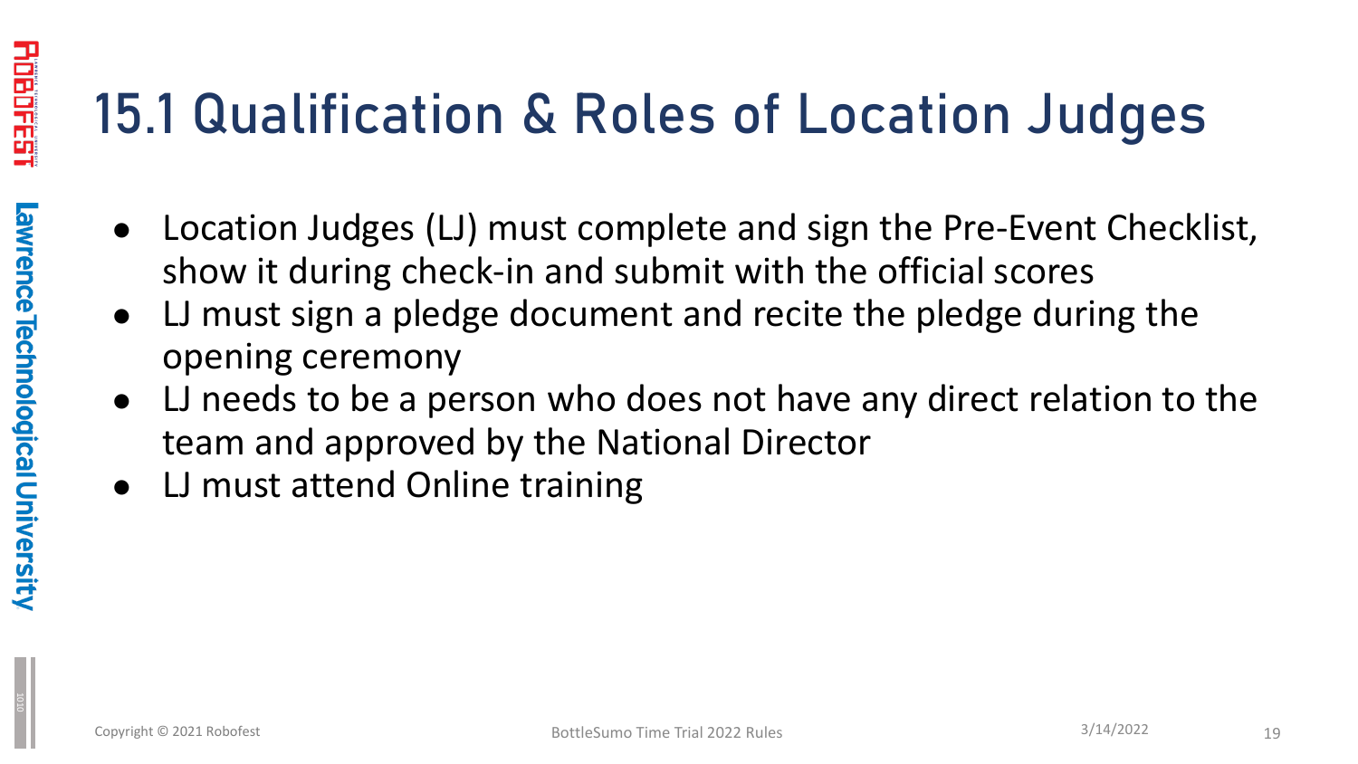# 15.1 Qualification & Roles of Location Judges

- Location Judges (LJ) must complete and sign the Pre-Event Checklist, show it during check-in and submit with the official scores
- LJ must sign a pledge document and recite the pledge during the opening ceremony
- LJ needs to be a person who does not have any direct relation to the team and approved by the National Director
- LJ must attend Online training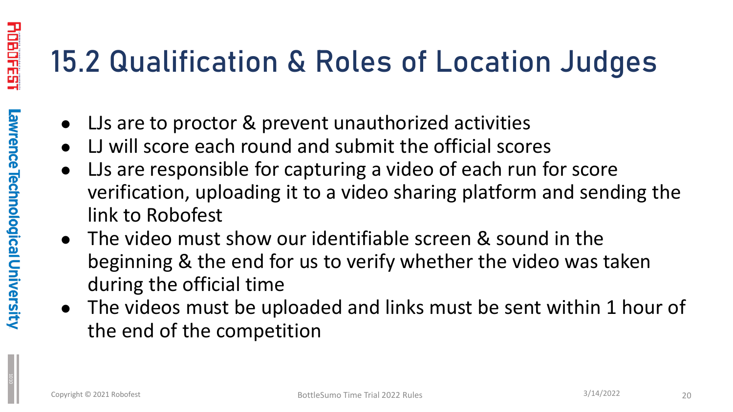# 15.2 Qualification & Roles of Location Judges

- LJs are to proctor & prevent unauthorized activities
- LJ will score each round and submit the official scores
- LJs are responsible for capturing a video of each run for score verification, uploading it to a video sharing platform and sending the link to Robofest
- The video must show our identifiable screen & sound in the beginning & the end for us to verify whether the video was taken during the official time
- The videos must be uploaded and links must be sent within 1 hour of the end of the competition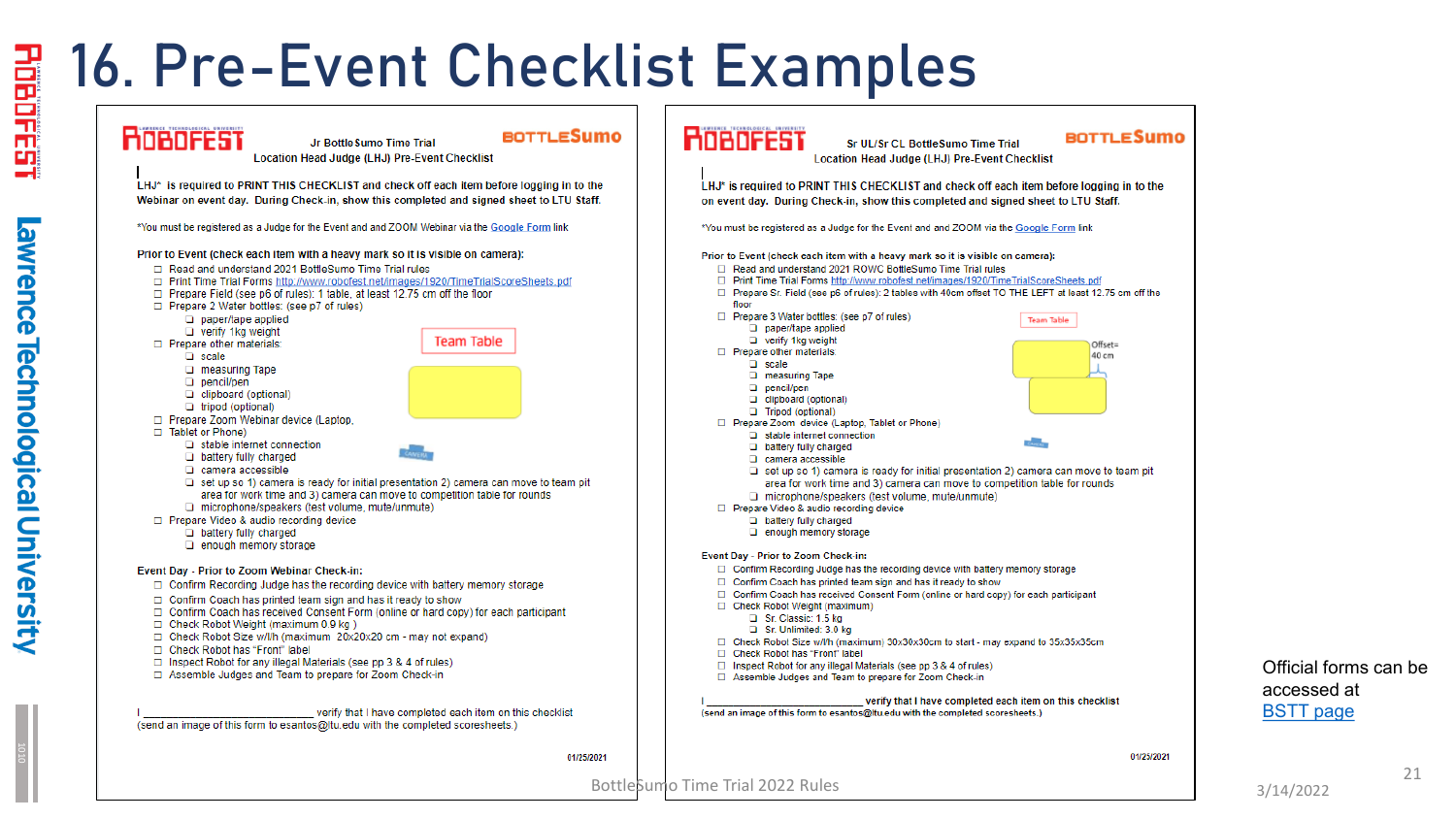# 16. Pre-Event Checklist Examples

## ROBOFEST — Jr BottleSumo Time Trial — Location Head Judge (LHJ) Pre-Event Checklist

BOTTLESumo

LHJ* is required to PRINT THIS CHECKLIST and check off each item before logging in to the Webinar on event day. During Check-in, show this completed and signed sheet to LTU Staff.

*You must be registered as a Judge for the Event and ZOOM Webinar via the Google Form link

**Prior to Event (check each item with a heavy mark so it is visible on camera):**

- ☐ Read and understand 2021 BottleSumo Time Trial rules
- ☐ Print Time Trial Forms http://www.robofest.net/images/1920/TimeTrialScoreSheets.pdf
- ☐ Prepare Field (see p6 of rules): 1 table, at least 12.75 cm off the floor
- ☐ Prepare 2 Water bottles: (see p7 of rules)
  - ☐ paper/tape applied
  - ☐ verify 1kg weight
- ☐ Prepare other materials:
  - ☐ scale
  - ☐ measuring Tape
  - ☐ pencil/pen
  - ☐ clipboard (optional)
  - ☐ tripod (optional)
- ☐ Prepare Zoom Webinar device (Laptop, Tablet or Phone)
  - ☐ stable internet connection
  - ☐ battery fully charged
  - ☐ camera accessible
  - ☐ set up so 1) camera is ready for initial presentation 2) camera can move to team pit area for work time and 3) camera can move to competition table for rounds
  - ☐ microphone/speakers (test volume, mute/unmute)
- ☐ Prepare Video & audio recording device
  - ☐ battery fully charged
  - ☐ enough memory storage

Team Table

CAMERA

**Event Day - Prior to Zoom Webinar Check-in:**

- ☐ Confirm Recording Judge has the recording device with battery memory storage
- ☐ Confirm Coach has printed team sign and has it ready to show
- ☐ Confirm Coach has received Consent Form (online or hard copy) for each participant
- ☐ Check Robot Weight (maximum 0.9 kg )
- ☐ Check Robot Size w/l/h (maximum 20x20x20 cm - may not expand)
- ☐ Check Robot has "Front" label
- ☐ Inspect Robot for any illegal Materials (see pp 3 & 4 of rules)
- ☐ Assemble Judges and Team to prepare for Zoom Check-in

I ________________ verify that I have completed each item on this checklist
(send an image of this form to esantos@ltu.edu with the completed scoresheets.)

01/25/2021

## ROBOFEST — Sr UL/Sr CL BottleSumo Time Trial — Location Head Judge (LHJ) Pre-Event Checklist

BOTTLESumo

LHJ* is required to PRINT THIS CHECKLIST and check off each item before logging in to the on event day. During Check-in, show this completed and signed sheet to LTU Staff.

*You must be registered as a Judge for the Event and and ZOOM via the Google Form link

**Prior to Event (check each item with a heavy mark so it is visible on camera):**

- ☐ Read and understand 2021 ROWC BottleSumo Time Trial rules
- ☐ Print Time Trial Forms http://www.robofest.net/images/1920/TimeTrialScoreSheets.pdf
- ☐ Prepare Sr. Field (see p6 of rules): 2 tables with 40cm offset TO THE LEFT at least 12.75 cm off the floor
- ☐ Prepare 3 Water bottles: (see p7 of rules)
  - ☐ paper/tape applied
  - ☐ verify 1kg weight
- ☐ Prepare other materials:
  - ☐ scale
  - ☐ measuring Tape
  - ☐ pencil/pen
  - ☐ clipboard (optional)
  - ☐ Tripod (optional)
- ☐ Prepare Zoom device (Laptop, Tablet or Phone)
  - ☐ stable internet connection
  - ☐ battery fully charged
  - ☐ camera accessible
  - ☐ set up so 1) camera is ready for initial presentation 2) camera can move to team pit area for work time and 3) camera can move to competition table for rounds
  - ☐ microphone/speakers (test volume, mute/unmute)
- ☐ Prepare Video & audio recording device
  - ☐ battery fully charged
  - ☐ enough memory storage

Team Table

Offset= 40 cm

**Event Day - Prior to Zoom Check-in:**

- ☐ Confirm Recording Judge has the recording device with battery memory storage
- ☐ Confirm Coach has printed team sign and has it ready to show
- ☐ Confirm Coach has received Consent Form (online or hard copy) for each participant
- ☐ Check Robot Weight (maximum)
  - ☐ Sr. Classic: 1.5 kg
  - ☐ Sr. Unlimited: 3.0 kg
- ☐ Check Robot Size w/l/h (maximum) 30x30x30cm to start - may expand to 35x35x35cm
- ☐ Check Robot has "Front" label
- ☐ Inspect Robot for any illegal Materials (see pp 3 & 4 of rules)
- ☐ Assemble Judges and Team to prepare for Zoom Check-in

I ________________ verify that I have completed each item on this checklist
(send an image of this form to esantos@ltu.edu with the completed scoresheets.)

01/25/2021

Official forms can be accessed at BSTT page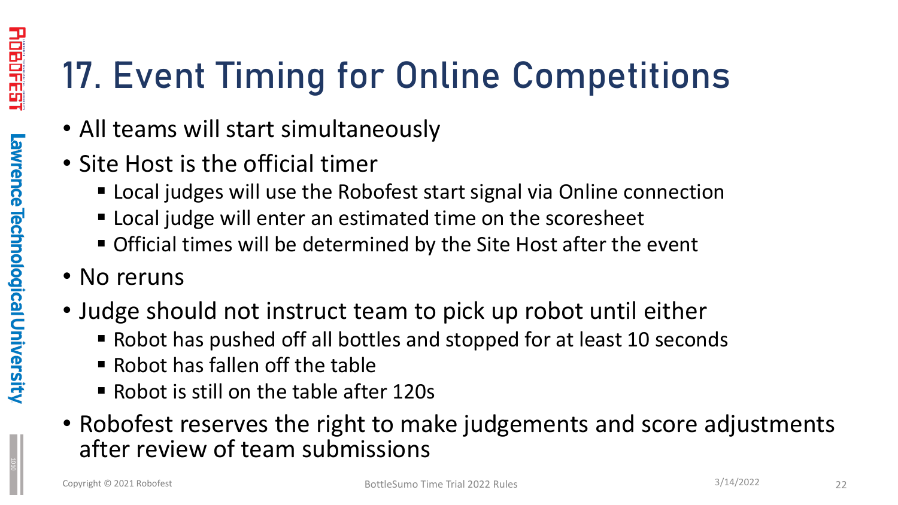# 17. Event Timing for Online Competitions

- All teams will start simultaneously
- Site Host is the official timer
  - Local judges will use the Robofest start signal via Online connection
  - Local judge will enter an estimated time on the scoresheet
  - Official times will be determined by the Site Host after the event
- No reruns
- Judge should not instruct team to pick up robot until either
  - Robot has pushed off all bottles and stopped for at least 10 seconds
  - Robot has fallen off the table
  - Robot is still on the table after 120s
- Robofest reserves the right to make judgements and score adjustments after review of team submissions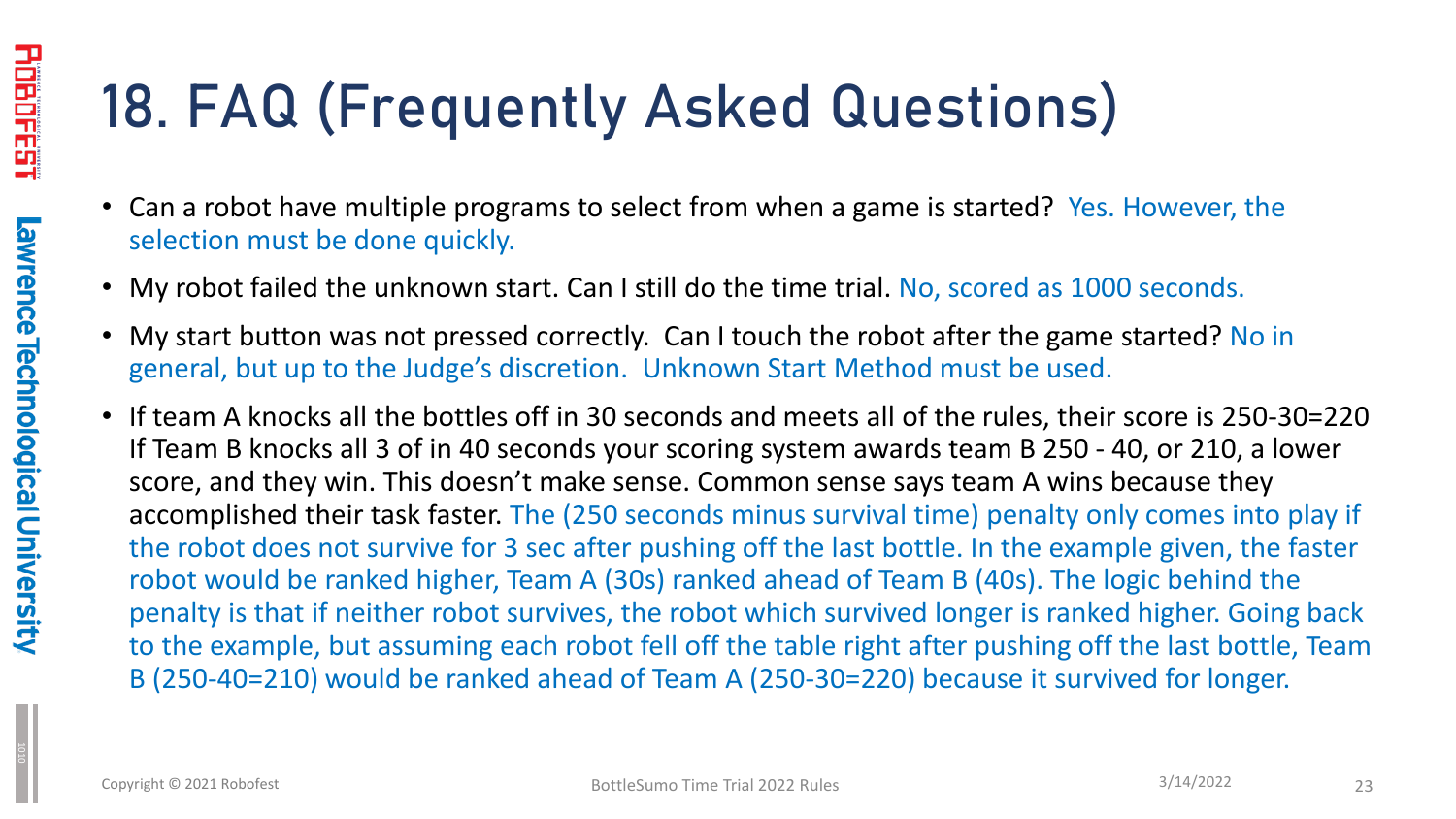# 18. FAQ (Frequently Asked Questions)

- Can a robot have multiple programs to select from when a game is started? Yes. However, the selection must be done quickly.
- My robot failed the unknown start. Can I still do the time trial. No, scored as 1000 seconds.
- My start button was not pressed correctly. Can I touch the robot after the game started? No in general, but up to the Judge's discretion. Unknown Start Method must be used.
- If team A knocks all the bottles off in 30 seconds and meets all of the rules, their score is 250-30=220 If Team B knocks all 3 of in 40 seconds your scoring system awards team B 250 - 40, or 210, a lower score, and they win. This doesn't make sense. Common sense says team A wins because they accomplished their task faster. The (250 seconds minus survival time) penalty only comes into play if the robot does not survive for 3 sec after pushing off the last bottle. In the example given, the faster robot would be ranked higher, Team A (30s) ranked ahead of Team B (40s). The logic behind the penalty is that if neither robot survives, the robot which survived longer is ranked higher. Going back to the example, but assuming each robot fell off the table right after pushing off the last bottle, Team B (250-40=210) would be ranked ahead of Team A (250-30=220) because it survived for longer.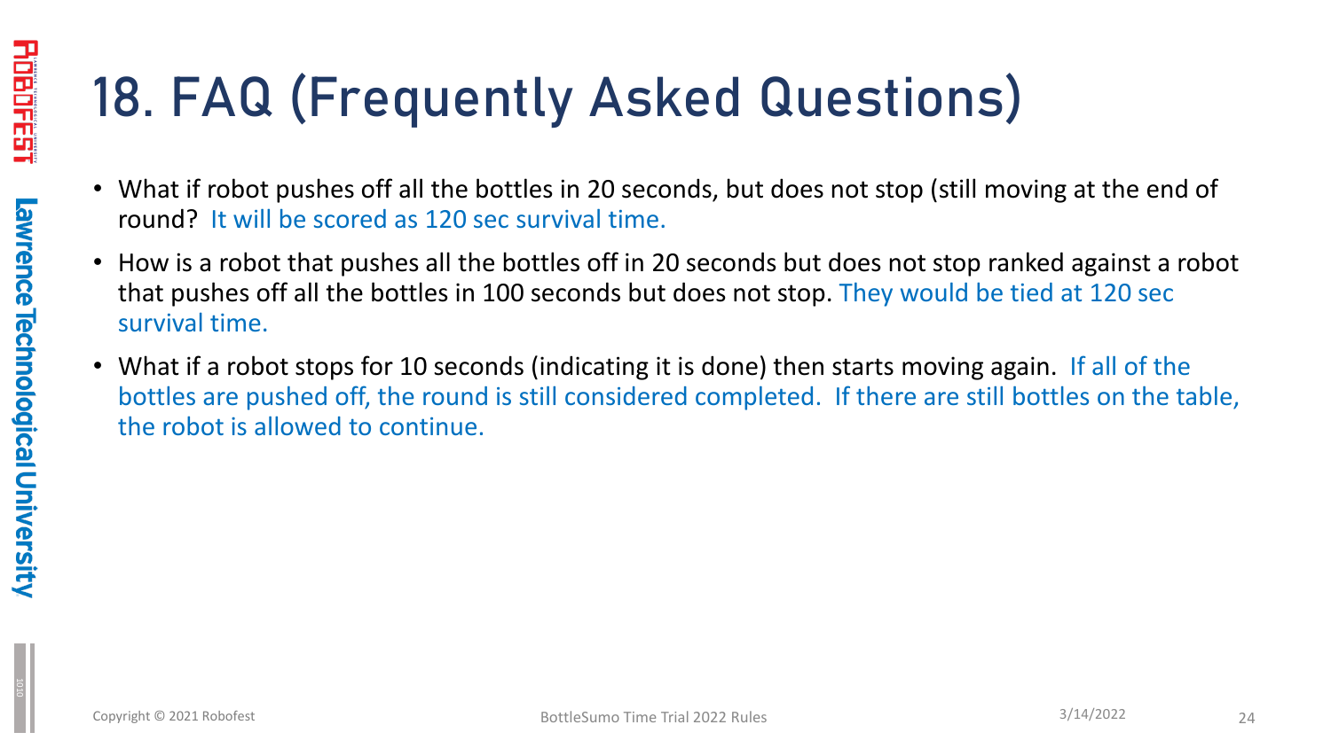# 18. FAQ (Frequently Asked Questions)

- What if robot pushes off all the bottles in 20 seconds, but does not stop (still moving at the end of round? It will be scored as 120 sec survival time.
- How is a robot that pushes all the bottles off in 20 seconds but does not stop ranked against a robot that pushes off all the bottles in 100 seconds but does not stop. They would be tied at 120 sec survival time.
- What if a robot stops for 10 seconds (indicating it is done) then starts moving again. If all of the bottles are pushed off, the round is still considered completed. If there are still bottles on the table, the robot is allowed to continue.